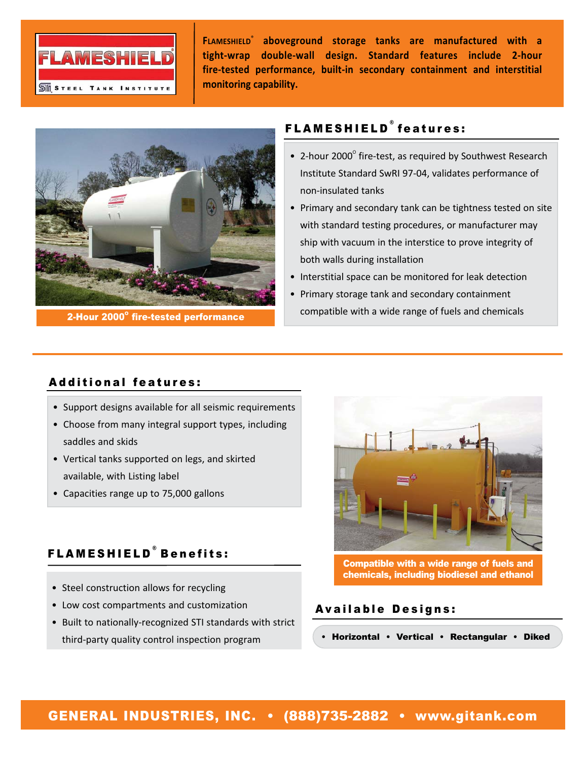FLAMESHIELD®

STI STEEL TANK INSTITUTE

**FLAMESHIELD® aboveground storage tanks are manufactured with a tight-wrap double-wall design. Standard features include 2-hour fire-tested performance, built-in secondary containment and interstitial monitoring capability.**

2-Hour 2000° fire-tested performance

## FLAMESHIELD® features:

- 2-hour 2000° fire-test, as required by Southwest Research Institute Standard SwRI 97-04, validates performance of non-insulated tanks
- Primary and secondary tank can be tightness tested on site with standard testing procedures, or manufacturer may ship with vacuum in the interstice to prove integrity of both walls during installation
- Interstitial space can be monitored for leak detection
- Primary storage tank and secondary containment compatible with a wide range of fuels and chemicals

## Additional features:

- Support designs available for all seismic requirements
- Choose from many integral support types, including saddles and skids
- Vertical tanks supported on legs, and skirted available, with Listing label
- Capacities range up to 75,000 gallons

Compatible with a wide range of fuels and chemicals, including biodiesel and ethanol

## FLAMESHIELD® Benefits:

- Steel construction allows for recycling
- Low cost compartments and customization
- Built to nationally-recognized STI standards with strict third-party quality control inspection program

## Available Designs:

- **Horizontal** • **Vertical** • **Rectangular** • **Diked**

**GENERAL INDUSTRIES, INC. • (888)735-2882 • www.gitank.com**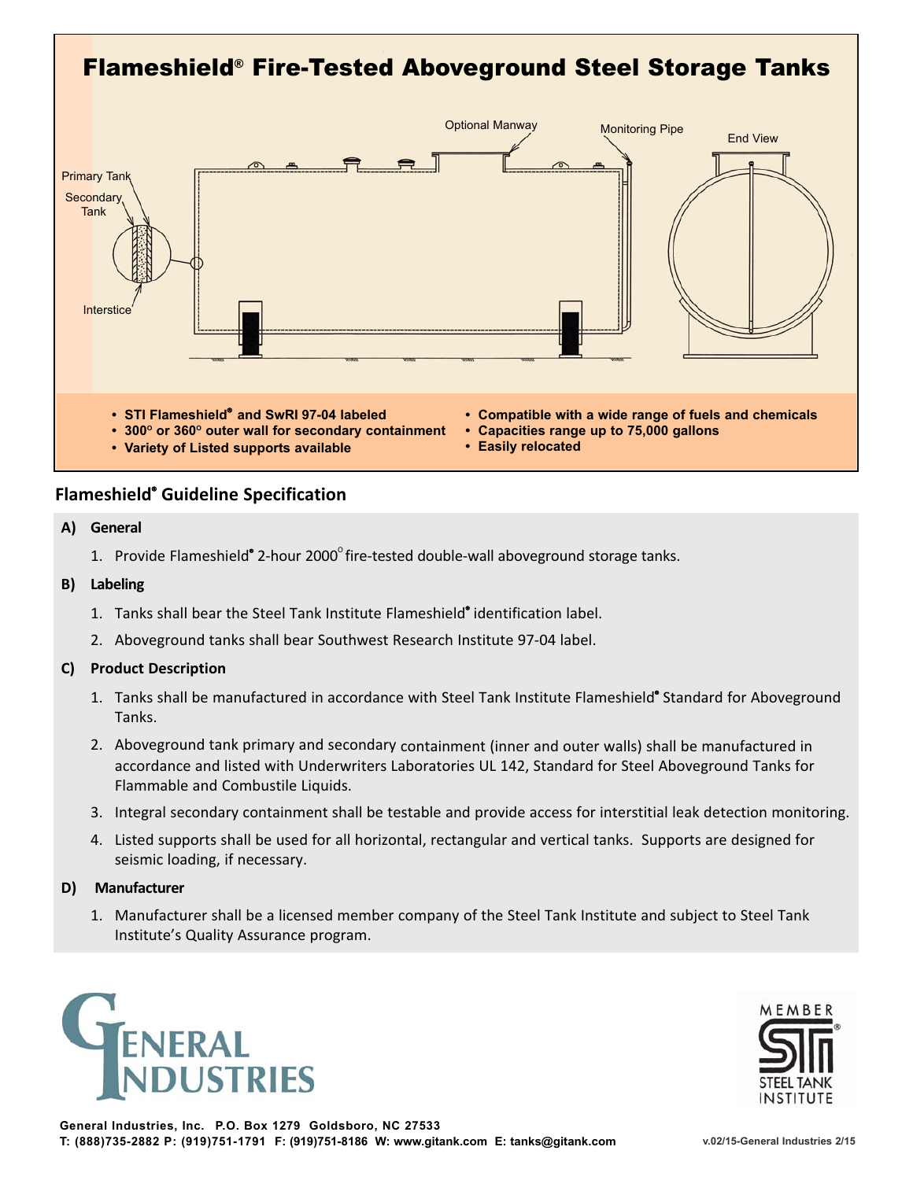# Flameshield® Fire-Tested Aboveground Steel Storage Tanks

Optional Manway
Monitoring Pipe
End View
Primary Tank
Secondary Tank
Interstice

- STI Flameshield® and SwRI 97-04 labeled
- 300° or 360° outer wall for secondary containment
- Variety of Listed supports available
- Compatible with a wide range of fuels and chemicals
- Capacities range up to 75,000 gallons
- Easily relocated

## Flameshield® Guideline Specification

**A) General**

1. Provide Flameshield® 2-hour 2000° fire-tested double-wall aboveground storage tanks.

**B) Labeling**

1. Tanks shall bear the Steel Tank Institute Flameshield® identification label.
2. Aboveground tanks shall bear Southwest Research Institute 97-04 label.

**C) Product Description**

1. Tanks shall be manufactured in accordance with Steel Tank Institute Flameshield® Standard for Aboveground Tanks.
2. Aboveground tank primary and secondary containment (inner and outer walls) shall be manufactured in accordance and listed with Underwriters Laboratories UL 142, Standard for Steel Aboveground Tanks for Flammable and Combustile Liquids.
3. Integral secondary containment shall be testable and provide access for interstitial leak detection monitoring.
4. Listed supports shall be used for all horizontal, rectangular and vertical tanks. Supports are designed for seismic loading, if necessary.

**D) Manufacturer**

1. Manufacturer shall be a licensed member company of the Steel Tank Institute and subject to Steel Tank Institute's Quality Assurance program.

GENERAL INDUSTRIES

MEMBER STI STEEL TANK INSTITUTE

**General Industries, Inc. P.O. Box 1279 Goldsboro, NC 27533**
**T: (888)735-2882 P: (919)751-1791 F: (919)751-8186 W: www.gitank.com E: tanks@gitank.com**

v.02/15-General Industries 2/15